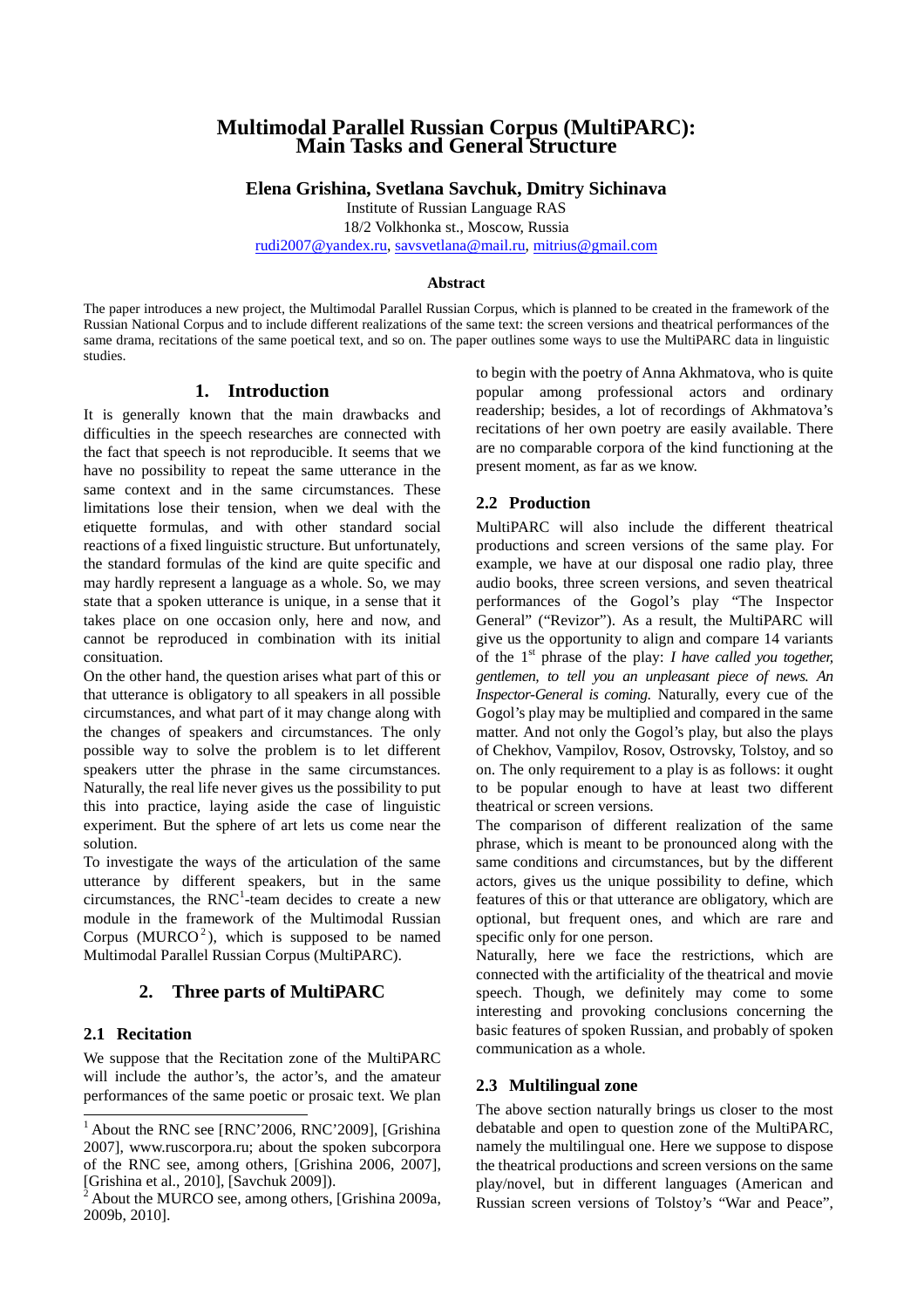# Multimodal Parallel Russian Corpus (MultiPARC): Main Tasks and General Structure

**Elena Grishina, Svetlana Savchuk, Dmitry Sichinava**

Institute of Russian Language RAS
18/2 Volkhonka st., Moscow, Russia
rudi2007@yandex.ru, savsvetlana@mail.ru, mitrius@gmail.com

**Abstract**

The paper introduces a new project, the Multimodal Parallel Russian Corpus, which is planned to be created in the framework of the Russian National Corpus and to include different realizations of the same text: the screen versions and theatrical performances of the same drama, recitations of the same poetical text, and so on. The paper outlines some ways to use the MultiPARC data in linguistic studies.

## 1. Introduction

It is generally known that the main drawbacks and difficulties in the speech researches are connected with the fact that speech is not reproducible. It seems that we have no possibility to repeat the same utterance in the same context and in the same circumstances. These limitations lose their tension, when we deal with the etiquette formulas, and with other standard social reactions of a fixed linguistic structure. But unfortunately, the standard formulas of the kind are quite specific and may hardly represent a language as a whole. So, we may state that a spoken utterance is unique, in a sense that it takes place on one occasion only, here and now, and cannot be reproduced in combination with its initial consituation.

On the other hand, the question arises what part of this or that utterance is obligatory to all speakers in all possible circumstances, and what part of it may change along with the changes of speakers and circumstances. The only possible way to solve the problem is to let different speakers utter the phrase in the same circumstances. Naturally, the real life never gives us the possibility to put this into practice, laying aside the case of linguistic experiment. But the sphere of art lets us come near the solution.

To investigate the ways of the articulation of the same utterance by different speakers, but in the same circumstances, the RNC[1]-team decides to create a new module in the framework of the Multimodal Russian Corpus (MURCO[2]), which is supposed to be named Multimodal Parallel Russian Corpus (MultiPARC).

## 2. Three parts of MultiPARC

### 2.1 Recitation

We suppose that the Recitation zone of the MultiPARC will include the author's, the actor's, and the amateur performances of the same poetic or prosaic text. We plan to begin with the poetry of Anna Akhmatova, who is quite popular among professional actors and ordinary readership; besides, a lot of recordings of Akhmatova's recitations of her own poetry are easily available. There are no comparable corpora of the kind functioning at the present moment, as far as we know.

### 2.2 Production

MultiPARC will also include the different theatrical productions and screen versions of the same play. For example, we have at our disposal one radio play, three audio books, three screen versions, and seven theatrical performances of the Gogol's play "The Inspector General" ("Revizor"). As a result, the MultiPARC will give us the opportunity to align and compare 14 variants of the 1st phrase of the play: *I have called you together, gentlemen, to tell you an unpleasant piece of news. An Inspector-General is coming.* Naturally, every cue of the Gogol's play may be multiplied and compared in the same matter. And not only the Gogol's play, but also the plays of Chekhov, Vampilov, Rosov, Ostrovsky, Tolstoy, and so on. The only requirement to a play is as follows: it ought to be popular enough to have at least two different theatrical or screen versions.

The comparison of different realization of the same phrase, which is meant to be pronounced along with the same conditions and circumstances, but by the different actors, gives us the unique possibility to define, which features of this or that utterance are obligatory, which are optional, but frequent ones, and which are rare and specific only for one person.

Naturally, here we face the restrictions, which are connected with the artificiality of the theatrical and movie speech. Though, we definitely may come to some interesting and provoking conclusions concerning the basic features of spoken Russian, and probably of spoken communication as a whole.

### 2.3 Multilingual zone

The above section naturally brings us closer to the most debatable and open to question zone of the MultiPARC, namely the multilingual one. Here we suppose to dispose the theatrical productions and screen versions on the same play/novel, but in different languages (American and Russian screen versions of Tolstoy's "War and Peace",

[1] About the RNC see [RNC'2006, RNC'2009], [Grishina 2007], www.ruscorpora.ru; about the spoken subcorpora of the RNC see, among others, [Grishina 2006, 2007], [Grishina et al., 2010], [Savchuk 2009]).

[2] About the MURCO see, among others, [Grishina 2009a, 2009b, 2010].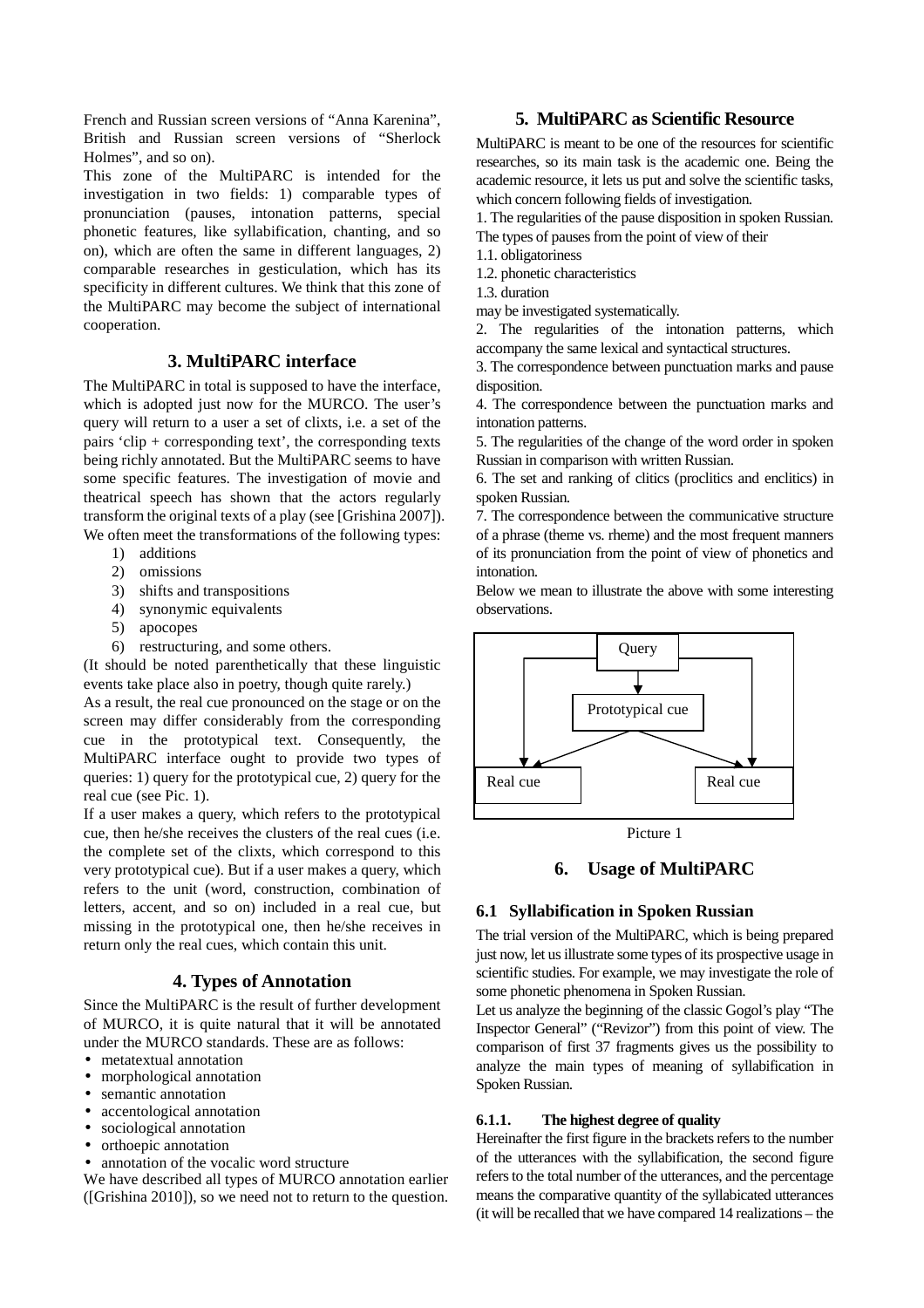French and Russian screen versions of "Anna Karenina", British and Russian screen versions of "Sherlock Holmes", and so on).

This zone of the MultiPARC is intended for the investigation in two fields: 1) comparable types of pronunciation (pauses, intonation patterns, special phonetic features, like syllabification, chanting, and so on), which are often the same in different languages, 2) comparable researches in gesticulation, which has its specificity in different cultures. We think that this zone of the MultiPARC may become the subject of international cooperation.

## 3. MultiPARC interface

The MultiPARC in total is supposed to have the interface, which is adopted just now for the MURCO. The user's query will return to a user a set of clixts, i.e. a set of the pairs 'clip + corresponding text', the corresponding texts being richly annotated. But the MultiPARC seems to have some specific features. The investigation of movie and theatrical speech has shown that the actors regularly transform the original texts of a play (see [Grishina 2007]). We often meet the transformations of the following types:

1) additions
2) omissions
3) shifts and transpositions
4) synonymic equivalents
5) apocopes
6) restructuring, and some others.

(It should be noted parenthetically that these linguistic events take place also in poetry, though quite rarely.)

As a result, the real cue pronounced on the stage or on the screen may differ considerably from the corresponding cue in the prototypical text. Consequently, the MultiPARC interface ought to provide two types of queries: 1) query for the prototypical cue, 2) query for the real cue (see Pic. 1).

If a user makes a query, which refers to the prototypical cue, then he/she receives the clusters of the real cues (i.e. the complete set of the clixts, which correspond to this very prototypical cue). But if a user makes a query, which refers to the unit (word, construction, combination of letters, accent, and so on) included in a real cue, but missing in the prototypical one, then he/she receives in return only the real cues, which contain this unit.

## 4. Types of Annotation

Since the MultiPARC is the result of further development of MURCO, it is quite natural that it will be annotated under the MURCO standards. These are as follows:

- metatextual annotation
- morphological annotation
- semantic annotation
- accentological annotation
- sociological annotation
- orthoepic annotation
- annotation of the vocalic word structure

We have described all types of MURCO annotation earlier ([Grishina 2010]), so we need not to return to the question.

## 5. MultiPARC as Scientific Resource

MultiPARC is meant to be one of the resources for scientific researches, so its main task is the academic one. Being the academic resource, it lets us put and solve the scientific tasks, which concern following fields of investigation.

1. The regularities of the pause disposition in spoken Russian. The types of pauses from the point of view of their
1.1. obligatoriness
1.2. phonetic characteristics
1.3. duration
may be investigated systematically.
2. The regularities of the intonation patterns, which accompany the same lexical and syntactical structures.
3. The correspondence between punctuation marks and pause disposition.
4. The correspondence between the punctuation marks and intonation patterns.
5. The regularities of the change of the word order in spoken Russian in comparison with written Russian.
6. The set and ranking of clitics (proclitics and enclitics) in spoken Russian.
7. The correspondence between the communicative structure of a phrase (theme vs. rheme) and the most frequent manners of its pronunciation from the point of view of phonetics and intonation.

Below we mean to illustrate the above with some interesting observations.

Query

Prototypical cue

Real cue

Real cue

Picture 1

## 6. Usage of MultiPARC

### 6.1 Syllabification in Spoken Russian

The trial version of the MultiPARC, which is being prepared just now, let us illustrate some types of its prospective usage in scientific studies. For example, we may investigate the role of some phonetic phenomena in Spoken Russian.

Let us analyze the beginning of the classic Gogol's play "The Inspector General" ("Revizor") from this point of view. The comparison of first 37 fragments gives us the possibility to analyze the main types of meaning of syllabification in Spoken Russian.

#### 6.1.1. The highest degree of quality

Hereinafter the first figure in the brackets refers to the number of the utterances with the syllabification, the second figure refers to the total number of the utterances, and the percentage means the comparative quantity of the syllabicated utterances (it will be recalled that we have compared 14 realizations – the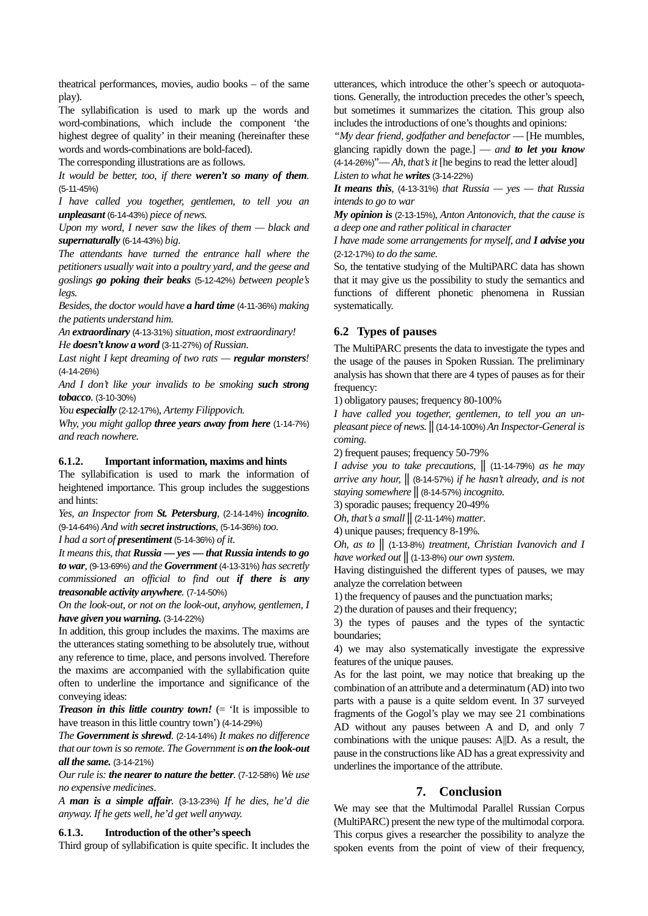theatrical performances, movies, audio books – of the same play).

The syllabification is used to mark up the words and word-combinations, which include the component 'the highest degree of quality' in their meaning (hereinafter these words and words-combinations are bold-faced).

The corresponding illustrations are as follows.

*It would be better, too, if there* ***weren't so many of them****.* (5-11-45%)

*I have called you together, gentlemen, to tell you an* ***unpleasant*** (6-14-43%) *piece of news.*

*Upon my word, I never saw the likes of them — black and* ***supernaturally*** (6-14-43%) *big.*

*The attendants have turned the entrance hall where the petitioners usually wait into a poultry yard, and the geese and goslings* ***go poking their beaks*** (5-12-42%) *between people's legs.*

*Besides, the doctor would have* ***a hard time*** (4-11-36%) *making the patients understand him.*

*An* ***extraordinary*** (4-13-31%) *situation, most extraordinary!*

*He* ***doesn't know a word*** (3-11-27%) *of Russian.*

*Last night I kept dreaming of two rats —* ***regular monsters****!* (4-14-26%)

*And I don't like your invalids to be smoking* ***such strong tobacco****.* (3-10-30%)

*You* ***especially*** (2-12-17%), *Artemy Filippovich.*

*Why, you might gallop* ***three years away from here*** (1-14-7%) *and reach nowhere.*

### 6.1.2. Important information, maxims and hints

The syllabification is used to mark the information of heightened importance. This group includes the suggestions and hints:

*Yes, an Inspector from* ***St. Petersburg****,* (2-14-14%) ***incognito****.* (9-14-64%) *And with* ***secret instructions****,* (5-14-36%) *too.*

*I had a sort of* ***presentiment*** (5-14-36%) *of it.*

*It means this, that* ***Russia — yes — that Russia intends to go to war****,* (9-13-69%) *and the* ***Government*** (4-13-31%) *has secretly commissioned an official to find out* ***if there is any treasonable activity anywhere****.* (7-14-50%)

*On the look-out, or not on the look-out, anyhow, gentlemen, I* ***have given you warning.*** (3-14-22%)

In addition, this group includes the maxims. The maxims are the utterances stating something to be absolutely true, without any reference to time, place, and persons involved. Therefore the maxims are accompanied with the syllabification quite often to underline the importance and significance of the conveying ideas:

***Treason in this little country town!*** (= 'It is impossible to have treason in this little country town') (4-14-29%)

*The* ***Government is shrewd****.* (2-14-14%) *It makes no difference that our town is so remote. The Government is* ***on the look-out all the same.*** (3-14-21%)

*Our rule is:* ***the nearer to nature the better****.* (7-12-58%) *We use no expensive medicines.*

*A* ***man is a simple affair****.* (3-13-23%) *If he dies, he'd die anyway. If he gets well, he'd get well anyway.*

### 6.1.3. Introduction of the other's speech

Third group of syllabification is quite specific. It includes the utterances, which introduce the other's speech or autoquotations. Generally, the introduction precedes the other's speech, but sometimes it summarizes the citation. This group also includes the introductions of one's thoughts and opinions:

*"My dear friend, godfather and benefactor* — [He mumbles, glancing rapidly down the page.] — *and* ***to let you know*** (4-14-26%)"— *Ah, that's it* [he begins to read the letter aloud]

*Listen to what he* ***writes*** (3-14-22%)

***It means this****,* (4-13-31%) *that Russia — yes — that Russia intends to go to war*

***My opinion is*** (2-13-15%), *Anton Antonovich, that the cause is a deep one and rather political in character*

*I have made some arrangements for myself, and* ***I advise you*** (2-12-17%) *to do the same.*

So, the tentative studying of the MultiPARC data has shown that it may give us the possibility to study the semantics and functions of different phonetic phenomena in Russian systematically.

## 6.2 Types of pauses

The MultiPARC presents the data to investigate the types and the usage of the pauses in Spoken Russian. The preliminary analysis has shown that there are 4 types of pauses as for their frequency:

1) obligatory pauses; frequency 80-100%

*I have called you together, gentlemen, to tell you an unpleasant piece of news.* ‖ (14-14-100%) *An Inspector-General is coming.*

2) frequent pauses; frequency 50-79%

*I advise you to take precautions,* ‖ (11-14-79%) *as he may arrive any hour,* ‖ (8-14-57%) *if he hasn't already, and is not staying somewhere* ‖ (8-14-57%) *incognito.*

3) sporadic pauses; frequency 20-49%

*Oh, that's a small* ‖ (2-11-14%) *matter.*

4) unique pauses; frequency 8-19%.

*Oh, as to* ‖ (1-13-8%) *treatment, Christian Ivanovich and I have worked out* ‖ (1-13-8%) *our own system.*

Having distinguished the different types of pauses, we may analyze the correlation between

1) the frequency of pauses and the punctuation marks;

2) the duration of pauses and their frequency;

3) the types of pauses and the types of the syntactic boundaries;

4) we may also systematically investigate the expressive features of the unique pauses.

As for the last point, we may notice that breaking up the combination of an attribute and a determinatum (AD) into two parts with a pause is a quite seldom event. In 37 surveyed fragments of the Gogol's play we may see 21 combinations AD without any pauses between A and D, and only 7 combinations with the unique pauses: A‖D. As a result, the pause in the constructions like AD has a great expressivity and underlines the importance of the attribute.

# 7. Conclusion

We may see that the Multimodal Parallel Russian Corpus (MultiPARC) present the new type of the multimodal corpora. This corpus gives a researcher the possibility to analyze the spoken events from the point of view of their frequency,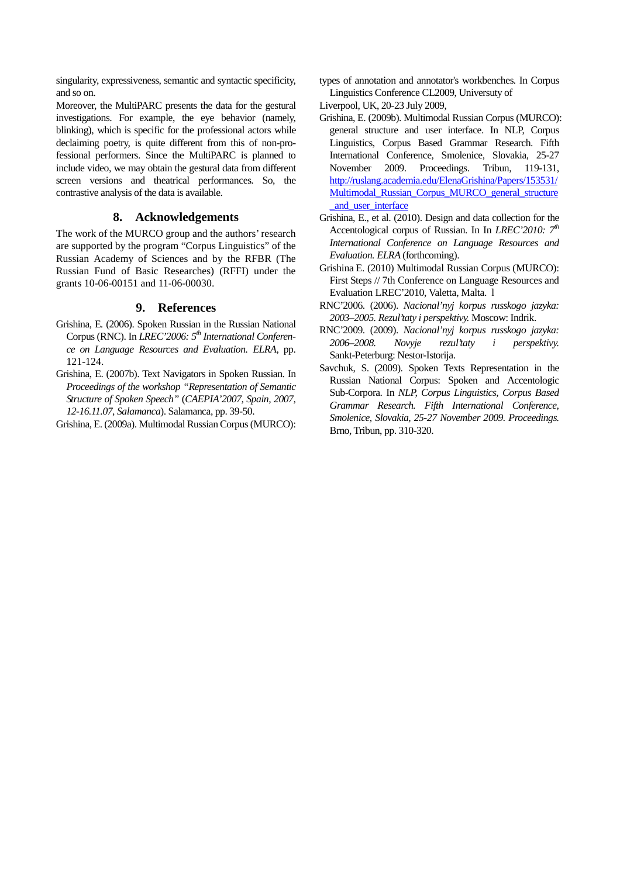singularity, expressiveness, semantic and syntactic specificity, and so on.

Moreover, the MultiPARC presents the data for the gestural investigations. For example, the eye behavior (namely, blinking), which is specific for the professional actors while declaiming poetry, is quite different from this of non-professional performers. Since the MultiPARC is planned to include video, we may obtain the gestural data from different screen versions and theatrical performances. So, the contrastive analysis of the data is available.

## 8. Acknowledgements

The work of the MURCO group and the authors' research are supported by the program "Corpus Linguistics" of the Russian Academy of Sciences and by the RFBR (The Russian Fund of Basic Researches) (RFFI) under the grants 10-06-00151 and 11-06-00030.

## 9. References

Grishina, E. (2006). Spoken Russian in the Russian National Corpus (RNC). In *LREC'2006: 5th International Conference on Language Resources and Evaluation. ELRA*, pp. 121-124.

Grishina, E. (2007b). Text Navigators in Spoken Russian. In *Proceedings of the workshop "Representation of Semantic Structure of Spoken Speech"* (*CAEPIA'2007, Spain, 2007, 12-16.11.07, Salamanca*). Salamanca, pp. 39-50.

Grishina, E. (2009a). Multimodal Russian Corpus (MURCO): types of annotation and annotator's workbenches. In Corpus Linguistics Conference CL2009, Universuty of Liverpool, UK, 20-23 July 2009,

Grishina, E. (2009b). Multimodal Russian Corpus (MURCO): general structure and user interface. In NLP, Corpus Linguistics, Corpus Based Grammar Research. Fifth International Conference, Smolenice, Slovakia, 25-27 November 2009. Proceedings. Tribun, 119-131, http://ruslang.academia.edu/ElenaGrishina/Papers/153531/Multimodal_Russian_Corpus_MURCO_general_structure_and_user_interface

Grishina, E., et al. (2010). Design and data collection for the Accentological corpus of Russian. In In *LREC'2010: 7th International Conference on Language Resources and Evaluation. ELRA* (forthcoming).

Grishina E. (2010) Multimodal Russian Corpus (MURCO): First Steps // 7th Conference on Language Resources and Evaluation LREC'2010, Valetta, Malta. l

RNC'2006. (2006). *Nacional'nyj korpus russkogo jazyka: 2003–2005. Rezul'taty i perspektivy.* Moscow: Indrik.

RNC'2009. (2009). *Nacional'nyj korpus russkogo jazyka: 2006–2008. Novyje rezul'taty i perspektivy.* Sankt-Peterburg: Nestor-Istorija.

Savchuk, S. (2009). Spoken Texts Representation in the Russian National Corpus: Spoken and Accentologic Sub-Corpora. In *NLP, Corpus Linguistics, Corpus Based Grammar Research. Fifth International Conference, Smolenice, Slovakia, 25-27 November 2009. Proceedings.* Brno, Tribun, pp. 310-320.